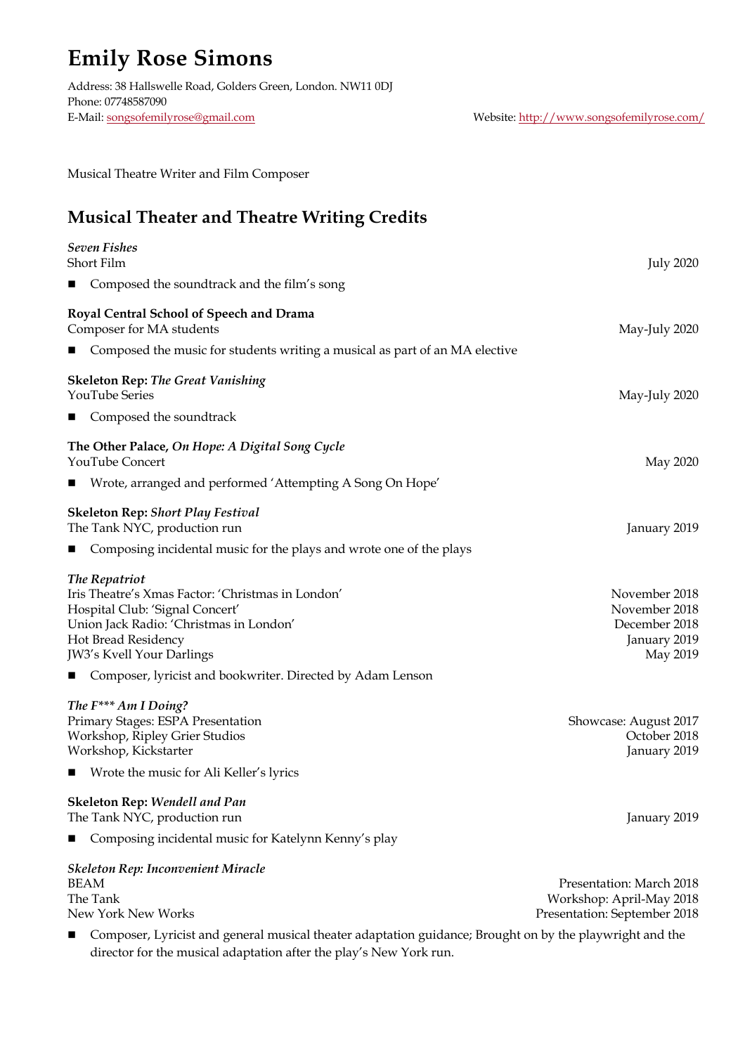# Emily Rose Simons

Address: 38 Hallswelle Road, Golders Green, London. NW11 0DJ
Phone: 07748587090
E-Mail: songsofemilyrose@gmail.com
Website: http://www.songsofemilyrose.com/

Musical Theatre Writer and Film Composer

## Musical Theater and Theatre Writing Credits

***Seven Fishes***
Short Film — July 2020

- Composed the soundtrack and the film's song

**Royal Central School of Speech and Drama**
Composer for MA students — May-July 2020

- Composed the music for students writing a musical as part of an MA elective

**Skeleton Rep: *The Great Vanishing***
YouTube Series — May-July 2020

- Composed the soundtrack

**The Other Palace, *On Hope: A Digital Song Cycle***
YouTube Concert — May 2020

- Wrote, arranged and performed 'Attempting A Song On Hope'

**Skeleton Rep: *Short Play Festival***
The Tank NYC, production run — January 2019

- Composing incidental music for the plays and wrote one of the plays

***The Repatriot***
Iris Theatre's Xmas Factor: 'Christmas in London' — November 2018
Hospital Club: 'Signal Concert' — November 2018
Union Jack Radio: 'Christmas in London' — December 2018
Hot Bread Residency — January 2019
JW3's Kvell Your Darlings — May 2019

- Composer, lyricist and bookwriter. Directed by Adam Lenson

***The F\*\*\* Am I Doing?***
Primary Stages: ESPA Presentation — Showcase: August 2017
Workshop, Ripley Grier Studios — October 2018
Workshop, Kickstarter — January 2019

- Wrote the music for Ali Keller's lyrics

**Skeleton Rep: *Wendell and Pan***
The Tank NYC, production run — January 2019

- Composing incidental music for Katelynn Kenny's play

***Skeleton Rep: Inconvenient Miracle***
BEAM — Presentation: March 2018
The Tank — Workshop: April-May 2018
New York New Works — Presentation: September 2018

- Composer, Lyricist and general musical theater adaptation guidance; Brought on by the playwright and the director for the musical adaptation after the play's New York run.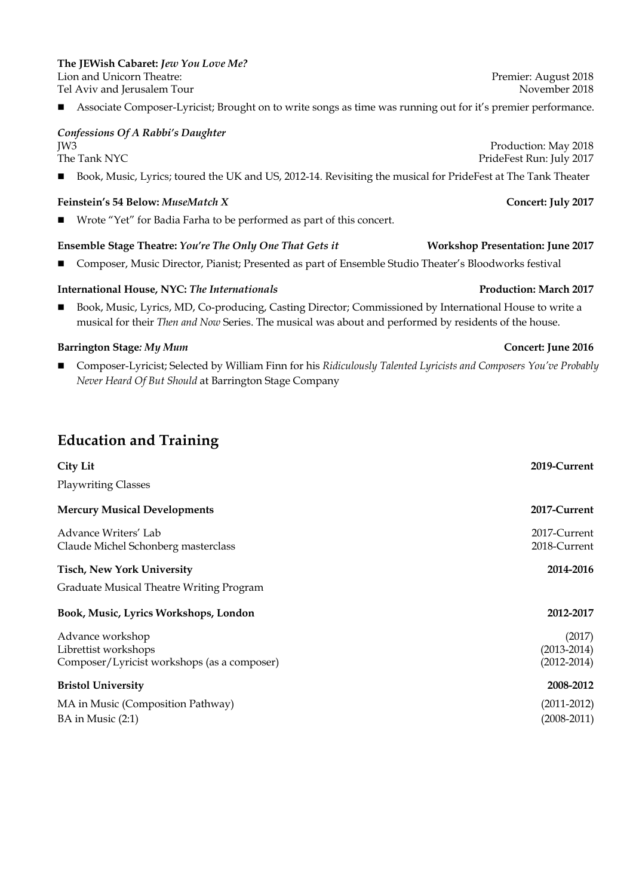**The JEWish Cabaret:** ***Jew You Love Me?***
Lion and Unicorn Theatre: Premier: August 2018
Tel Aviv and Jerusalem Tour November 2018

- Associate Composer-Lyricist; Brought on to write songs as time was running out for it's premier performance.

***Confessions Of A Rabbi's Daughter***
JW3 Production: May 2018
The Tank NYC PrideFest Run: July 2017

- Book, Music, Lyrics; toured the UK and US, 2012-14. Revisiting the musical for PrideFest at The Tank Theater

**Feinstein's 54 Below:** ***MuseMatch X*** **Concert: July 2017**

- Wrote "Yet" for Badia Farha to be performed as part of this concert.

**Ensemble Stage Theatre:** ***You're The Only One That Gets it*** **Workshop Presentation: June 2017**

- Composer, Music Director, Pianist; Presented as part of Ensemble Studio Theater's Bloodworks festival

**International House, NYC:** ***The Internationals*** **Production: March 2017**

- Book, Music, Lyrics, MD, Co-producing, Casting Director; Commissioned by International House to write a musical for their *Then and Now* Series. The musical was about and performed by residents of the house.

**Barrington Stage:** ***My Mum*** **Concert: June 2016**

- Composer-Lyricist; Selected by William Finn for his *Ridiculously Talented Lyricists and Composers You've Probably Never Heard Of But Should* at Barrington Stage Company

## Education and Training

**City Lit** **2019-Current**

Playwriting Classes

**Mercury Musical Developments** **2017-Current**

Advance Writers' Lab 2017-Current
Claude Michel Schonberg masterclass 2018-Current

**Tisch, New York University** **2014-2016**

Graduate Musical Theatre Writing Program

**Book, Music, Lyrics Workshops, London** **2012-2017**

Advance workshop (2017)
Librettist workshops (2013-2014)
Composer/Lyricist workshops (as a composer) (2012-2014)

**Bristol University** **2008-2012**

MA in Music (Composition Pathway) (2011-2012)
BA in Music (2:1) (2008-2011)